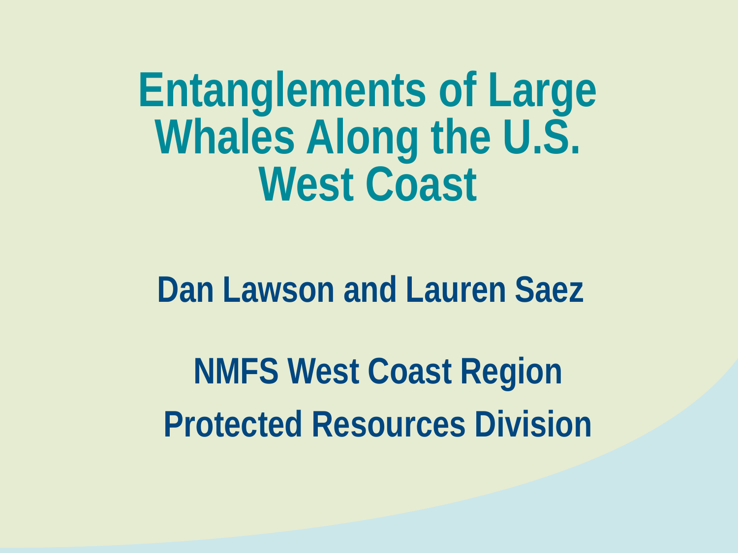# Entanglements of Large Whales Along the U.S. West Coast

**Dan Lawson and Lauren Saez**

**NMFS West Coast Region**

**Protected Resources Division**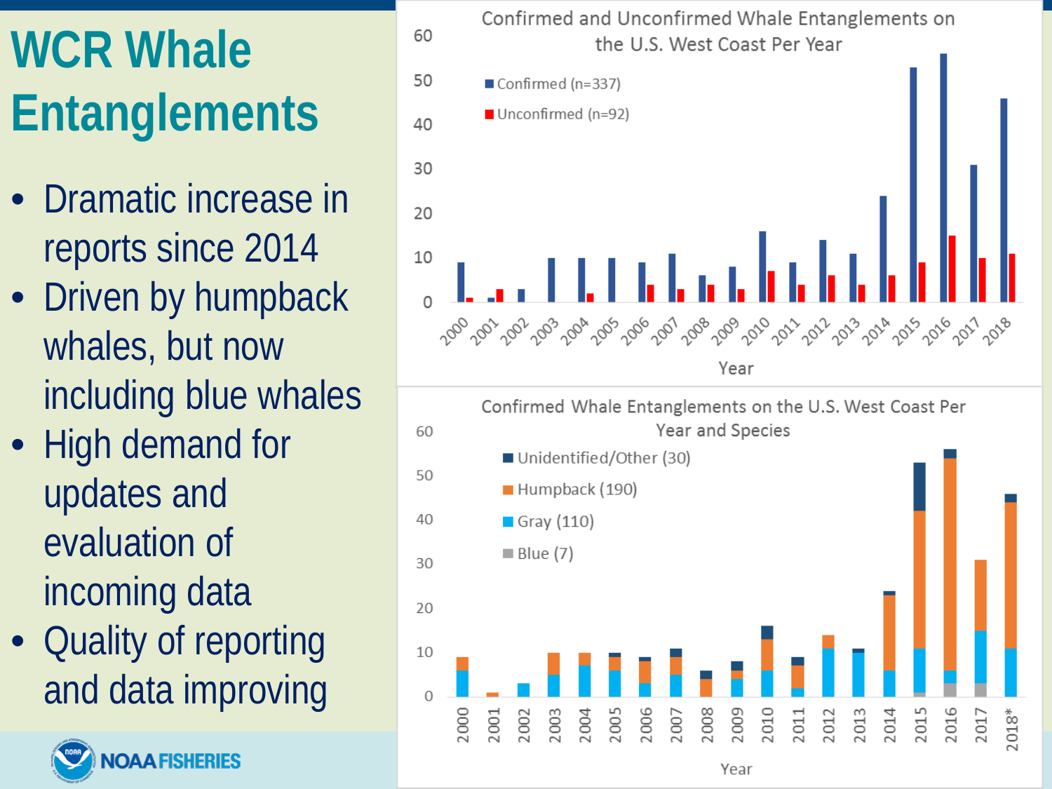# WCR Whale Entanglements

- Dramatic increase in reports since 2014
- Driven by humpback whales, but now including blue whales
- High demand for updates and evaluation of incoming data
- Quality of reporting and data improving

**Confirmed and Unconfirmed Whale Entanglements on the U.S. West Coast Per Year**

Legend: Confirmed (n=337); Unconfirmed (n=92)

Year (2000–2018)

**Confirmed Whale Entanglements on the U.S. West Coast Per Year and Species**

Legend: Unidentified/Other (30); Humpback (190); Gray (110); Blue (7)

Year (2000–2017, 2018*)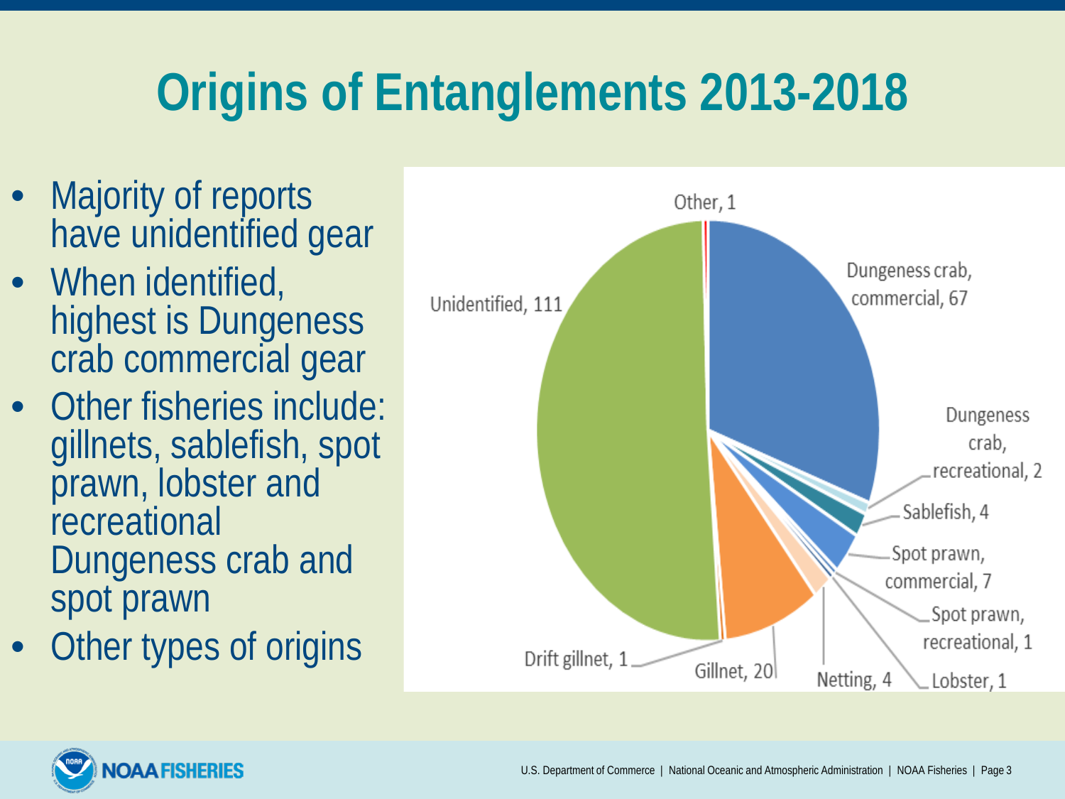# Origins of Entanglements 2013-2018

- Majority of reports have unidentified gear
- When identified, highest is Dungeness crab commercial gear
- Other fisheries include: gillnets, sablefish, spot prawn, lobster and recreational Dungeness crab and spot prawn
- Other types of origins

Other, 1

Dungeness crab, commercial, 67

Dungeness crab, recreational, 2

Sablefish, 4

Spot prawn, commercial, 7

Spot prawn, recreational, 1

Lobster, 1

Netting, 4

Gillnet, 20

Drift gillnet, 1

Unidentified, 111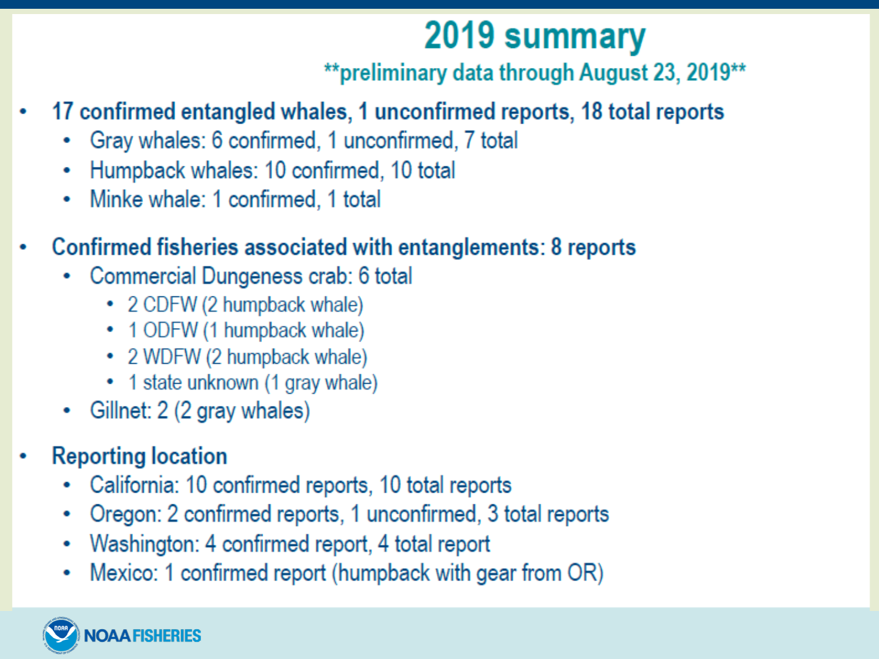# 2019 summary

**\*\*preliminary data through August 23, 2019\*\***

- **17 confirmed entangled whales, 1 unconfirmed reports, 18 total reports**
  - Gray whales: 6 confirmed, 1 unconfirmed, 7 total
  - Humpback whales: 10 confirmed, 10 total
  - Minke whale: 1 confirmed, 1 total
- **Confirmed fisheries associated with entanglements: 8 reports**
  - Commercial Dungeness crab: 6 total
    - 2 CDFW (2 humpback whale)
    - 1 ODFW (1 humpback whale)
    - 2 WDFW (2 humpback whale)
    - 1 state unknown (1 gray whale)
  - Gillnet: 2 (2 gray whales)
- **Reporting location**
  - California: 10 confirmed reports, 10 total reports
  - Oregon: 2 confirmed reports, 1 unconfirmed, 3 total reports
  - Washington: 4 confirmed report, 4 total report
  - Mexico: 1 confirmed report (humpback with gear from OR)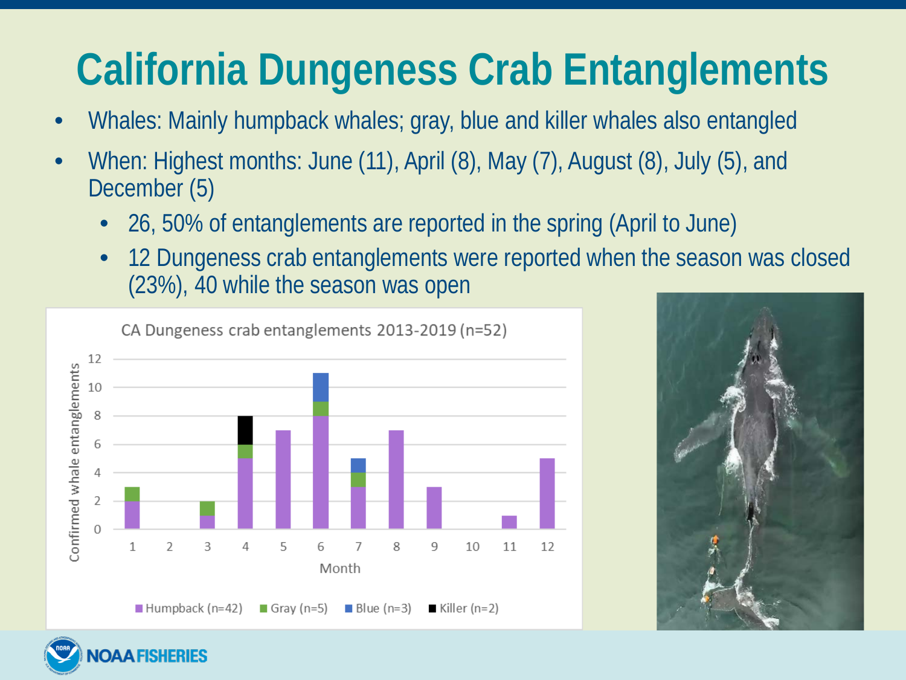# California Dungeness Crab Entanglements

- Whales: Mainly humpback whales; gray, blue and killer whales also entangled
- When: Highest months: June (11), April (8), May (7), August (8), July (5), and December (5)
  - 26, 50% of entanglements are reported in the spring (April to June)
  - 12 Dungeness crab entanglements were reported when the season was closed (23%), 40 while the season was open

CA Dungeness crab entanglements 2013-2019 (n=52)

| Month | Humpback (n=42) | Gray (n=5) | Blue (n=3) | Killer (n=2) |
|---|---|---|---|---|
| 1 | 2 | 1 | | |
| 2 | | | | |
| 3 | 1 | 1 | | |
| 4 | 5 | 1 | | 2 |
| 5 | 7 | | | |
| 6 | 8 | 1 | 2 | |
| 7 | 3 | 1 | 1 | |
| 8 | 7 | | | |
| 9 | 3 | | | |
| 10 | | | | |
| 11 | 1 | | | |
| 12 | 5 | | | |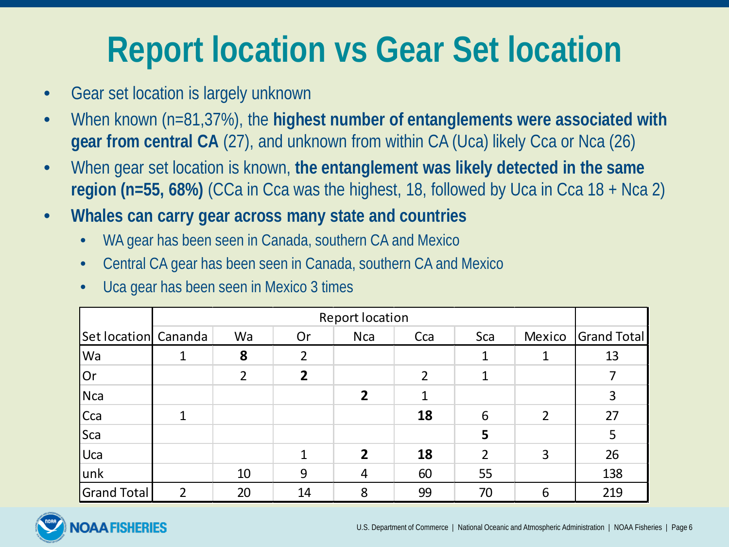# Report location vs Gear Set location

- Gear set location is largely unknown
- When known (n=81,37%), the **highest number of entanglements were associated with gear from central CA** (27), and unknown from within CA (Uca) likely Cca or Nca (26)
- When gear set location is known, **the entanglement was likely detected in the same region (n=55, 68%)** (CCa in Cca was the highest, 18, followed by Uca in Cca 18 + Nca 2)
- **Whales can carry gear across many state and countries**
  - WA gear has been seen in Canada, southern CA and Mexico
  - Central CA gear has been seen in Canada, southern CA and Mexico
  - Uca gear has been seen in Mexico 3 times

| | Report location | | | | | | | |
|---|---|---|---|---|---|---|---|---|
| Set location | Cananda | Wa | Or | Nca | Cca | Sca | Mexico | Grand Total |
| Wa | 1 | **8** | 2 | | | 1 | 1 | 13 |
| Or | | 2 | **2** | | 2 | 1 | | 7 |
| Nca | | | | **2** | 1 | | | 3 |
| Cca | 1 | | | | **18** | 6 | 2 | 27 |
| Sca | | | | | | **5** | | 5 |
| Uca | | | 1 | **2** | **18** | 2 | 3 | 26 |
| unk | | 10 | 9 | 4 | 60 | 55 | | 138 |
| Grand Total | 2 | 20 | 14 | 8 | 99 | 70 | 6 | 219 |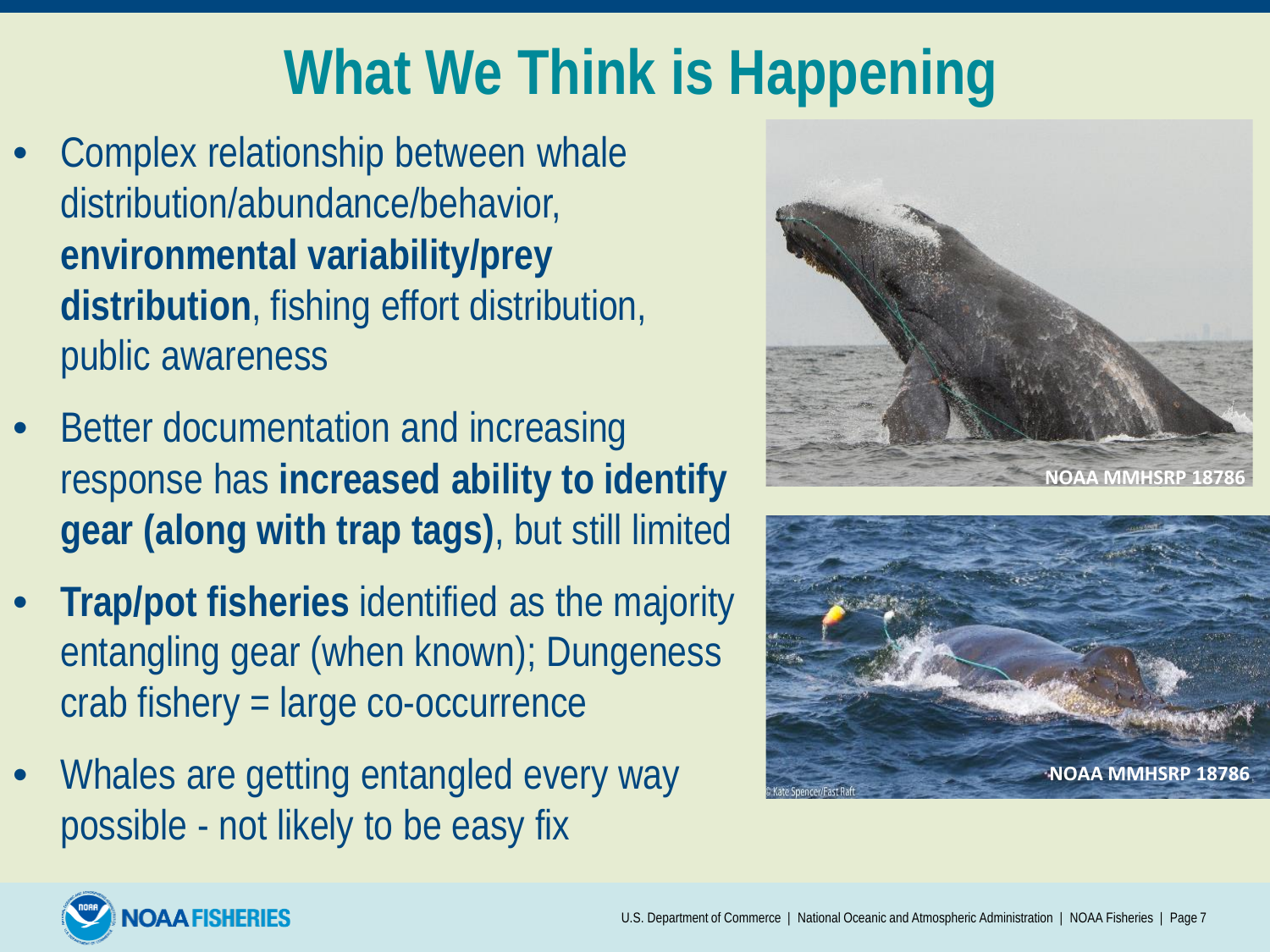# What We Think is Happening

- Complex relationship between whale distribution/abundance/behavior, **environmental variability/prey distribution**, fishing effort distribution, public awareness
- Better documentation and increasing response has **increased ability to identify gear (along with trap tags)**, but still limited
- **Trap/pot fisheries** identified as the majority entangling gear (when known); Dungeness crab fishery = large co-occurrence
- Whales are getting entangled every way possible - not likely to be easy fix

NOAA MMHSRP 18786

NOAA MMHSRP 18786

© Kate Spencer/Fast Raft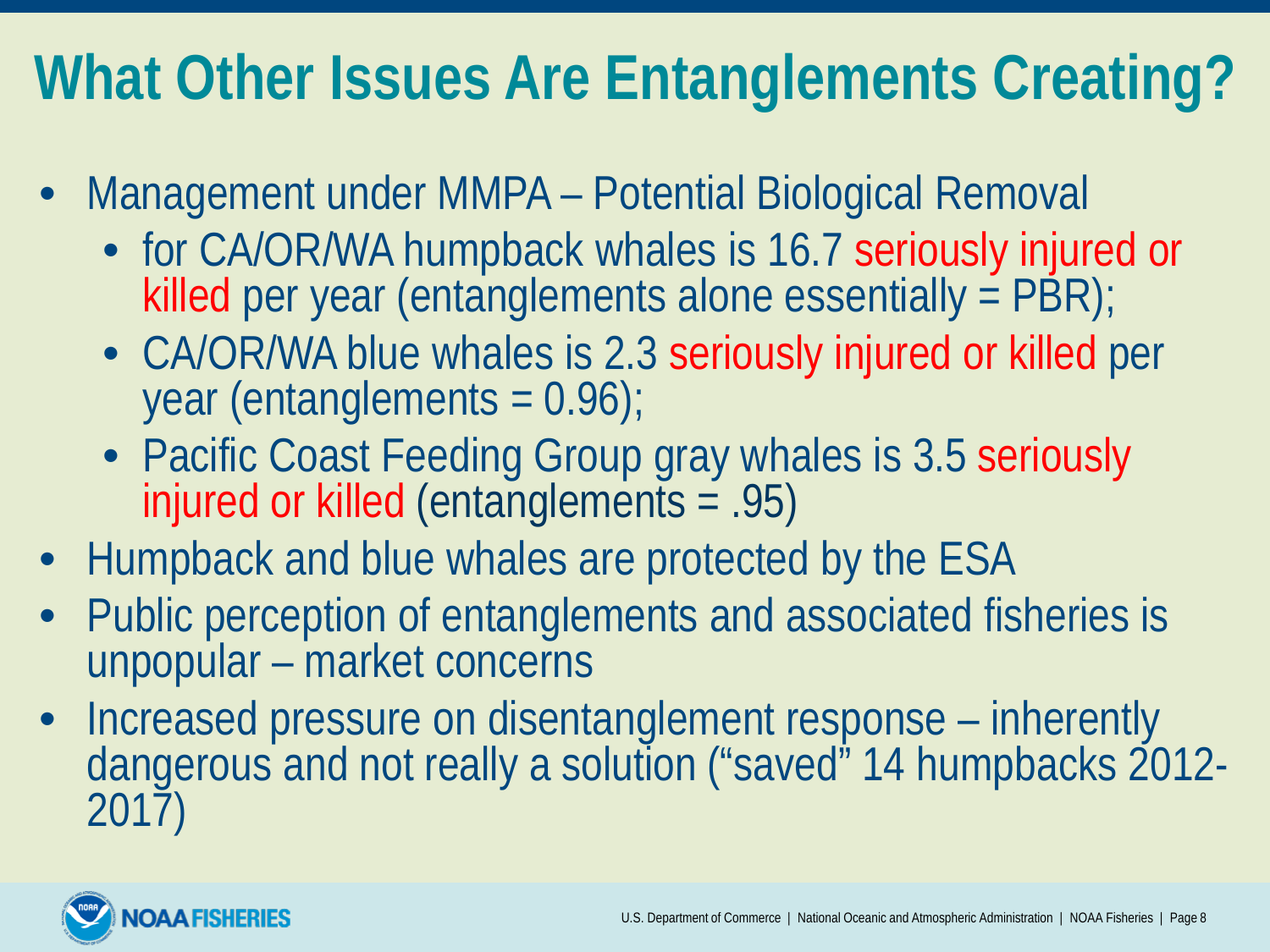# What Other Issues Are Entanglements Creating?

- Management under MMPA – Potential Biological Removal
  - for CA/OR/WA humpback whales is 16.7 seriously injured or killed per year (entanglements alone essentially = PBR);
  - CA/OR/WA blue whales is 2.3 seriously injured or killed per year (entanglements = 0.96);
  - Pacific Coast Feeding Group gray whales is 3.5 seriously injured or killed (entanglements = .95)
- Humpback and blue whales are protected by the ESA
- Public perception of entanglements and associated fisheries is unpopular – market concerns
- Increased pressure on disentanglement response – inherently dangerous and not really a solution ("saved" 14 humpbacks 2012-2017)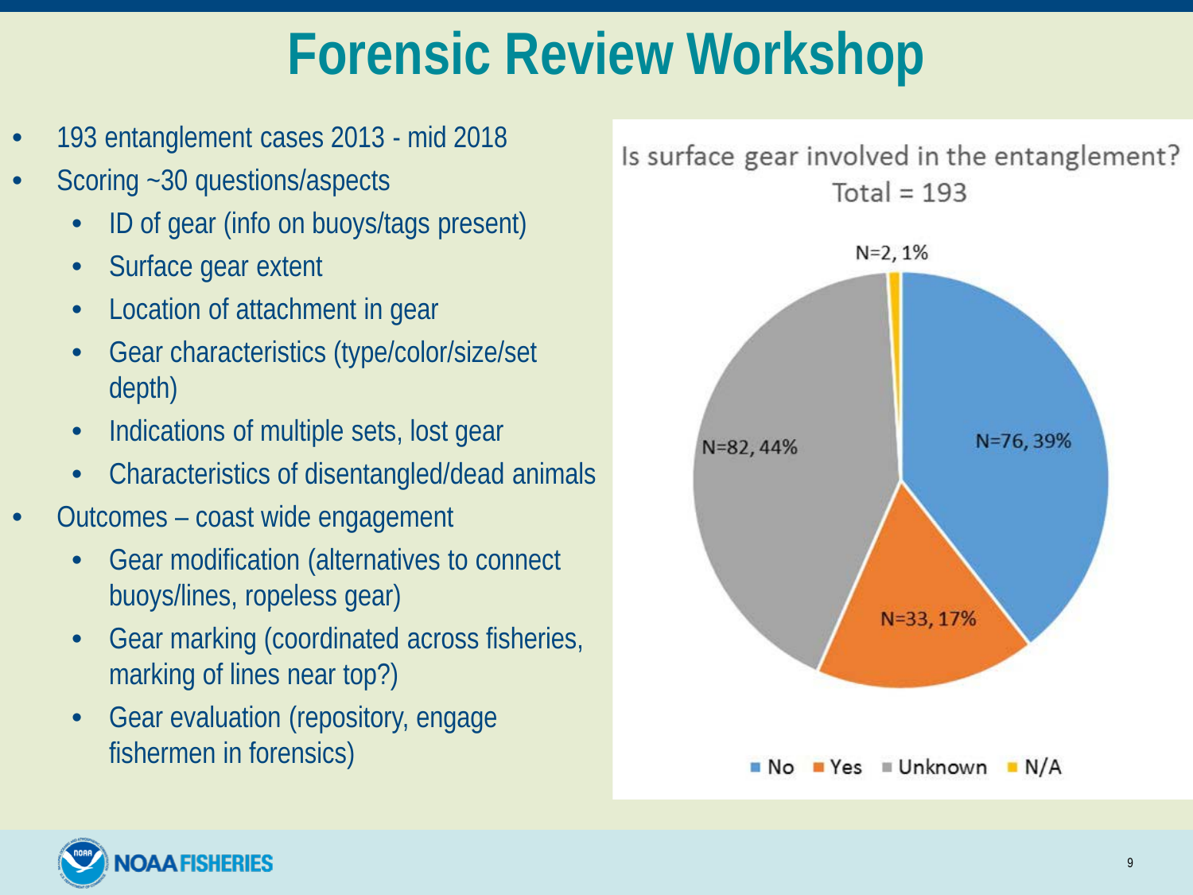# Forensic Review Workshop

- 193 entanglement cases 2013 - mid 2018
- Scoring ~30 questions/aspects
  - ID of gear (info on buoys/tags present)
  - Surface gear extent
  - Location of attachment in gear
  - Gear characteristics (type/color/size/set depth)
  - Indications of multiple sets, lost gear
  - Characteristics of disentangled/dead animals
- Outcomes – coast wide engagement
  - Gear modification (alternatives to connect buoys/lines, ropeless gear)
  - Gear marking (coordinated across fisheries, marking of lines near top?)
  - Gear evaluation (repository, engage fishermen in forensics)

Is surface gear involved in the entanglement?
Total = 193

| Response | N | % |
|---|---|---|
| No | 76 | 39% |
| Yes | 33 | 17% |
| Unknown | 82 | 44% |
| N/A | 2 | 1% |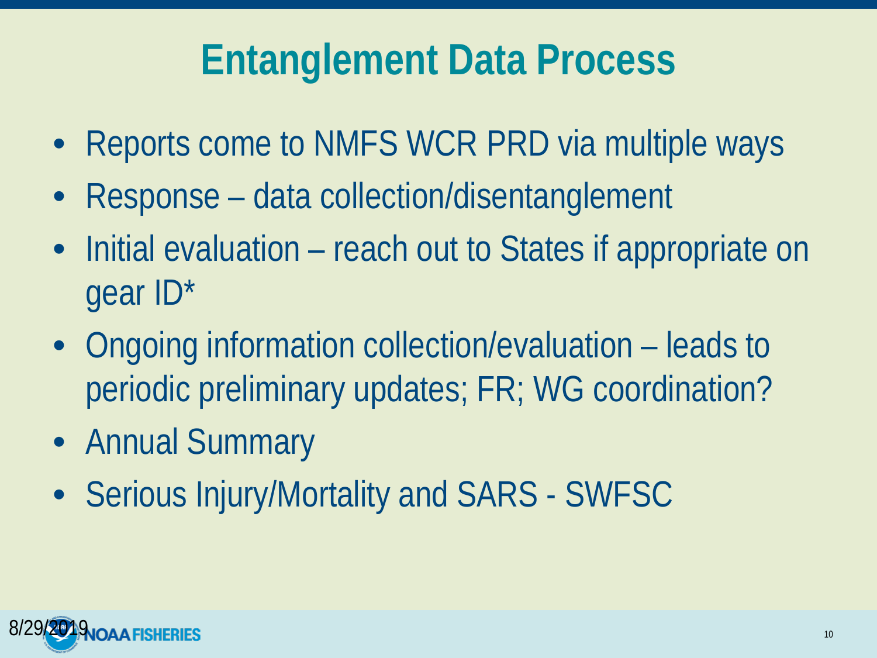# Entanglement Data Process

- Reports come to NMFS WCR PRD via multiple ways
- Response – data collection/disentanglement
- Initial evaluation – reach out to States if appropriate on gear ID*
- Ongoing information collection/evaluation – leads to periodic preliminary updates; FR; WG coordination?
- Annual Summary
- Serious Injury/Mortality and SARS - SWFSC